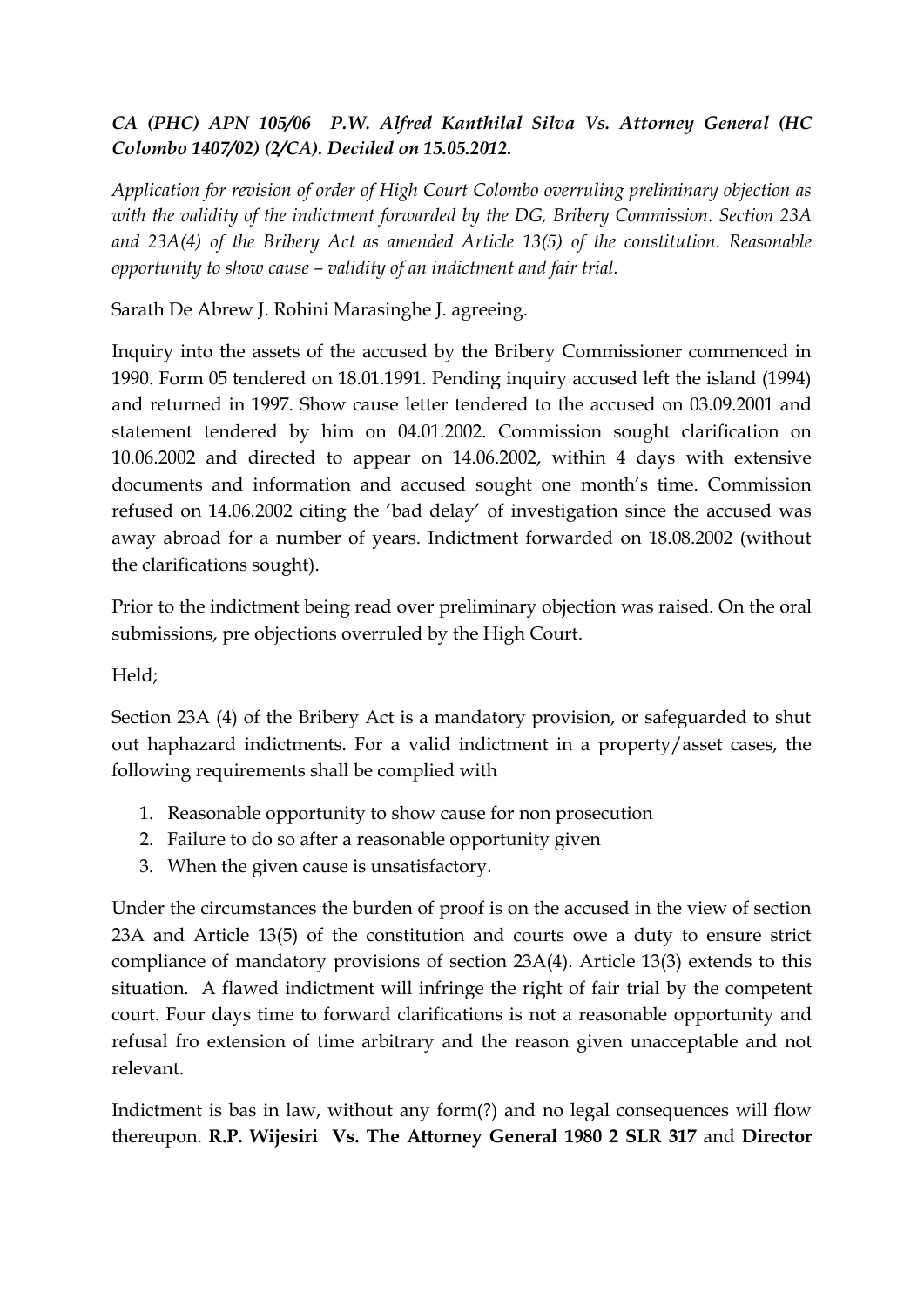***CA (PHC) APN 105/06 P.W. Alfred Kanthilal Silva Vs. Attorney General (HC Colombo 1407/02) (2/CA). Decided on 15.05.2012.***

*Application for revision of order of High Court Colombo overruling preliminary objection as with the validity of the indictment forwarded by the DG, Bribery Commission. Section 23A and 23A(4) of the Bribery Act as amended Article 13(5) of the constitution. Reasonable opportunity to show cause – validity of an indictment and fair trial.*

Sarath De Abrew J. Rohini Marasinghe J. agreeing.

Inquiry into the assets of the accused by the Bribery Commissioner commenced in 1990. Form 05 tendered on 18.01.1991. Pending inquiry accused left the island (1994) and returned in 1997. Show cause letter tendered to the accused on 03.09.2001 and statement tendered by him on 04.01.2002. Commission sought clarification on 10.06.2002 and directed to appear on 14.06.2002, within 4 days with extensive documents and information and accused sought one month's time. Commission refused on 14.06.2002 citing the 'bad delay' of investigation since the accused was away abroad for a number of years. Indictment forwarded on 18.08.2002 (without the clarifications sought).

Prior to the indictment being read over preliminary objection was raised. On the oral submissions, pre objections overruled by the High Court.

Held;

Section 23A (4) of the Bribery Act is a mandatory provision, or safeguarded to shut out haphazard indictments. For a valid indictment in a property/asset cases, the following requirements shall be complied with

1. Reasonable opportunity to show cause for non prosecution
2. Failure to do so after a reasonable opportunity given
3. When the given cause is unsatisfactory.

Under the circumstances the burden of proof is on the accused in the view of section 23A and Article 13(5) of the constitution and courts owe a duty to ensure strict compliance of mandatory provisions of section 23A(4). Article 13(3) extends to this situation. A flawed indictment will infringe the right of fair trial by the competent court. Four days time to forward clarifications is not a reasonable opportunity and refusal fro extension of time arbitrary and the reason given unacceptable and not relevant.

Indictment is bas in law, without any form(?) and no legal consequences will flow thereupon. **R.P. Wijesiri Vs. The Attorney General 1980 2 SLR 317** and **Director**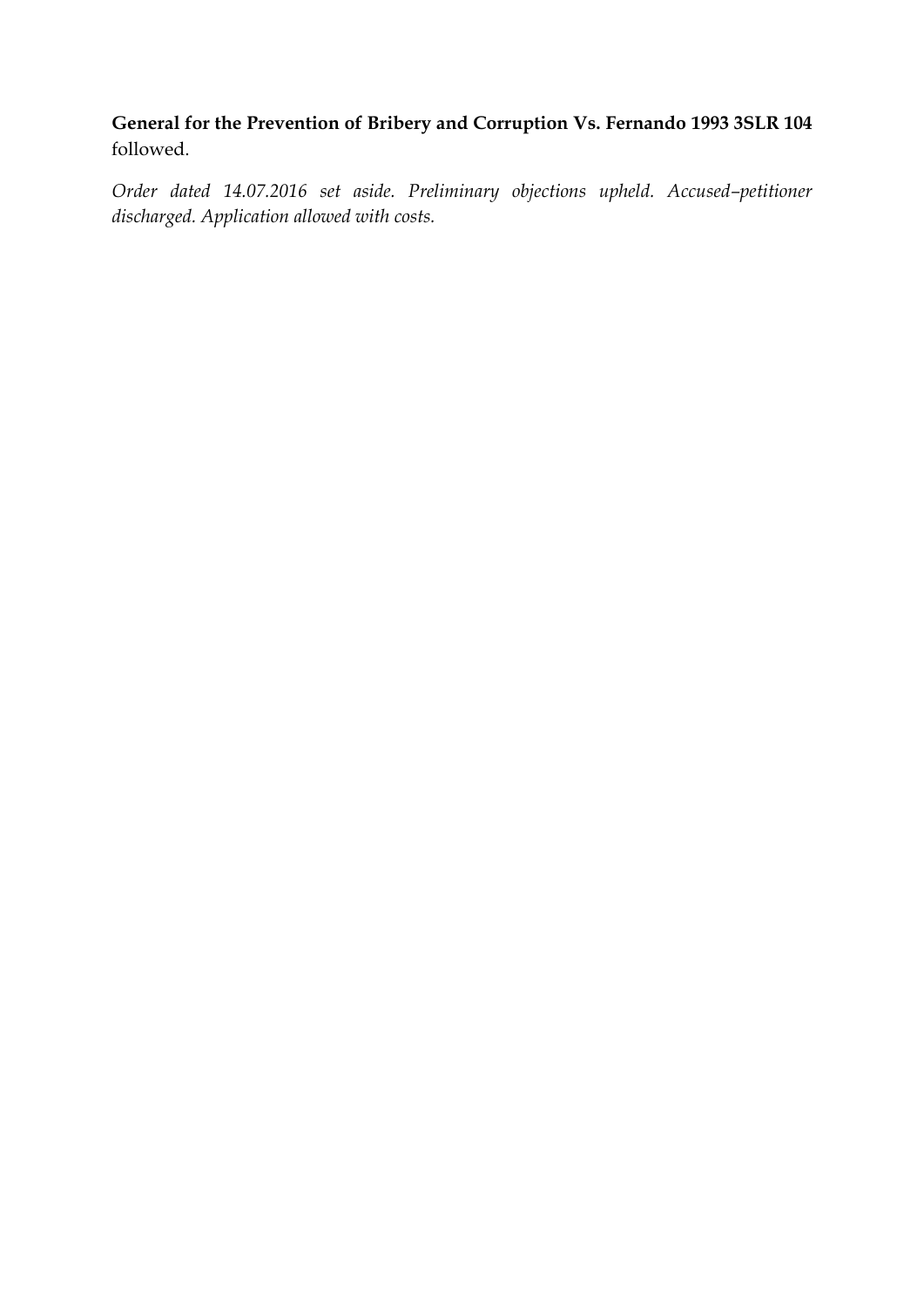**General for the Prevention of Bribery and Corruption Vs. Fernando 1993 3SLR 104** followed.

*Order dated 14.07.2016 set aside. Preliminary objections upheld. Accused–petitioner discharged. Application allowed with costs.*